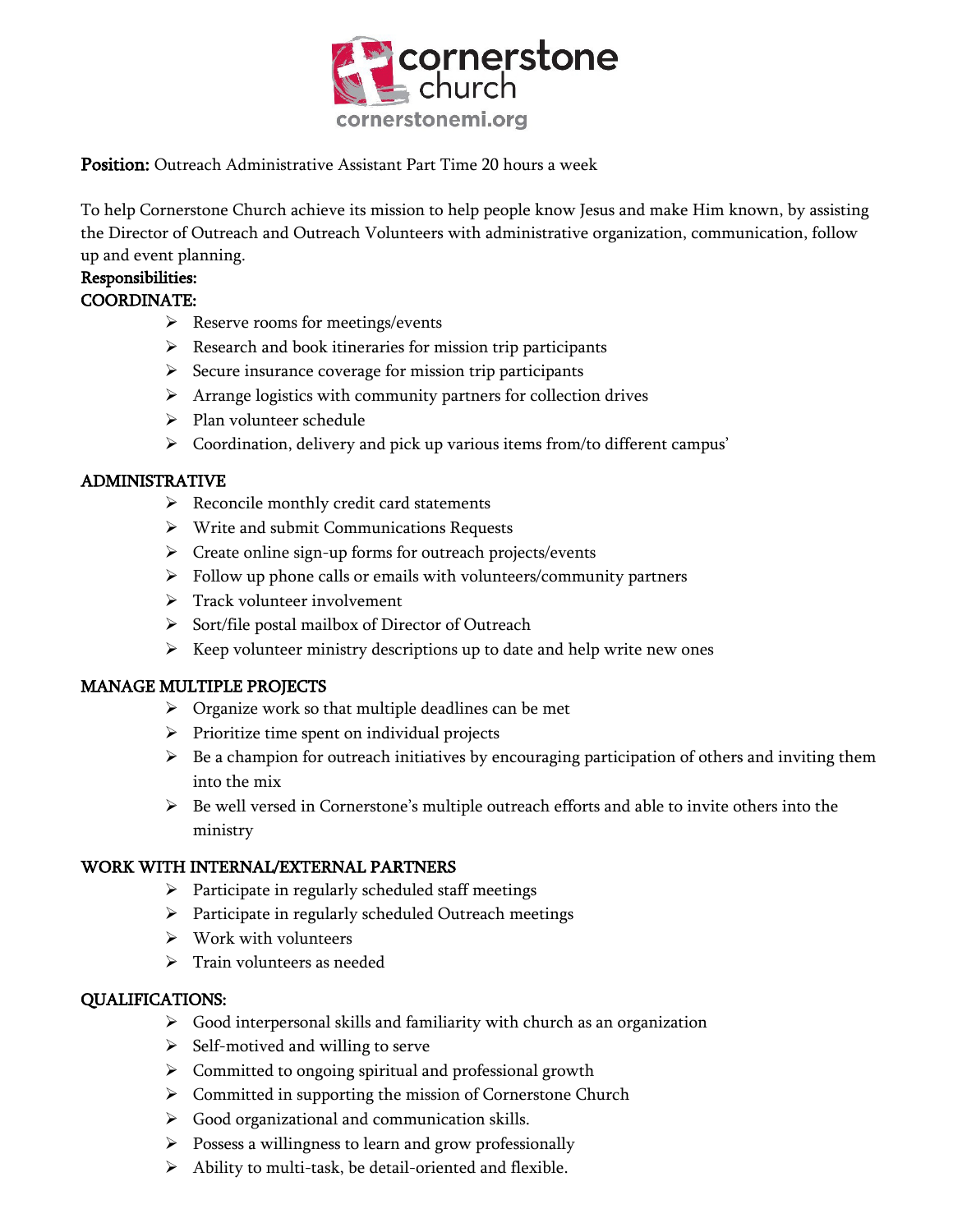cornerstone church

cornerstonemi.org

**Position:** Outreach Administrative Assistant Part Time 20 hours a week

To help Cornerstone Church achieve its mission to help people know Jesus and make Him known, by assisting the Director of Outreach and Outreach Volunteers with administrative organization, communication, follow up and event planning.

**Responsibilities:**

**COORDINATE:**

- Reserve rooms for meetings/events
- Research and book itineraries for mission trip participants
- Secure insurance coverage for mission trip participants
- Arrange logistics with community partners for collection drives
- Plan volunteer schedule
- Coordination, delivery and pick up various items from/to different campus'

**ADMINISTRATIVE**

- Reconcile monthly credit card statements
- Write and submit Communications Requests
- Create online sign-up forms for outreach projects/events
- Follow up phone calls or emails with volunteers/community partners
- Track volunteer involvement
- Sort/file postal mailbox of Director of Outreach
- Keep volunteer ministry descriptions up to date and help write new ones

**MANAGE MULTIPLE PROJECTS**

- Organize work so that multiple deadlines can be met
- Prioritize time spent on individual projects
- Be a champion for outreach initiatives by encouraging participation of others and inviting them into the mix
- Be well versed in Cornerstone's multiple outreach efforts and able to invite others into the ministry

**WORK WITH INTERNAL/EXTERNAL PARTNERS**

- Participate in regularly scheduled staff meetings
- Participate in regularly scheduled Outreach meetings
- Work with volunteers
- Train volunteers as needed

**QUALIFICATIONS:**

- Good interpersonal skills and familiarity with church as an organization
- Self-motived and willing to serve
- Committed to ongoing spiritual and professional growth
- Committed in supporting the mission of Cornerstone Church
- Good organizational and communication skills.
- Possess a willingness to learn and grow professionally
- Ability to multi-task, be detail-oriented and flexible.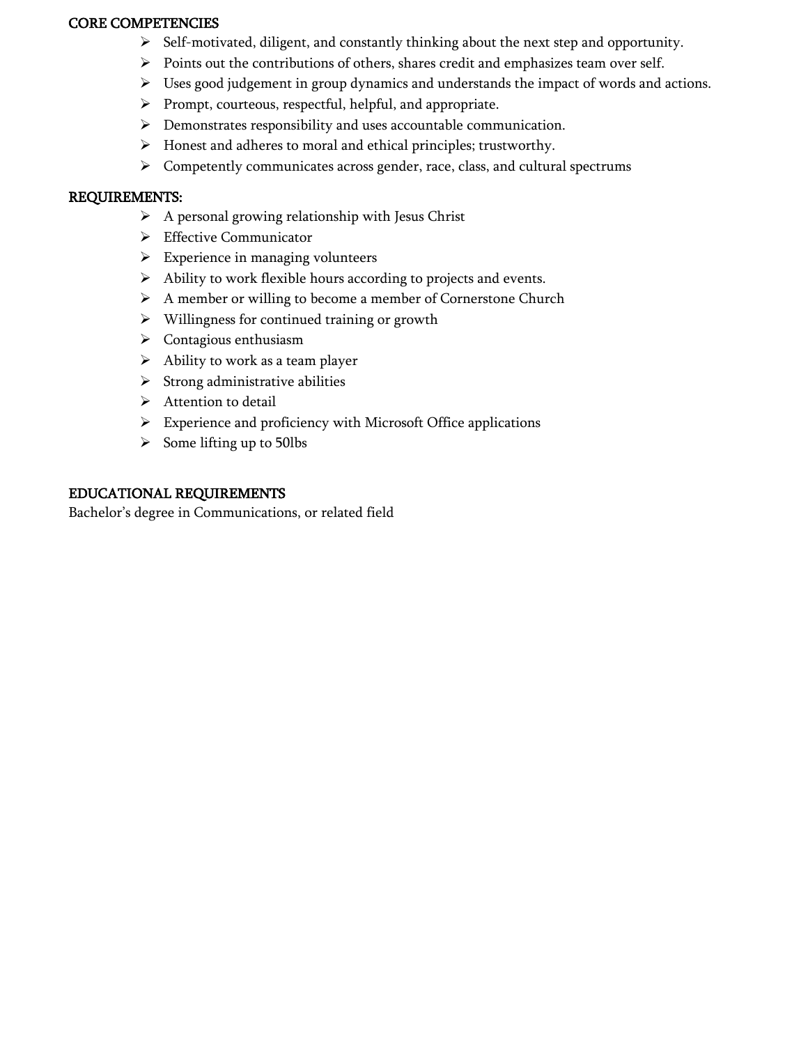## CORE COMPETENCIES

- Self-motivated, diligent, and constantly thinking about the next step and opportunity.
- Points out the contributions of others, shares credit and emphasizes team over self.
- Uses good judgement in group dynamics and understands the impact of words and actions.
- Prompt, courteous, respectful, helpful, and appropriate.
- Demonstrates responsibility and uses accountable communication.
- Honest and adheres to moral and ethical principles; trustworthy.
- Competently communicates across gender, race, class, and cultural spectrums

## REQUIREMENTS:

- A personal growing relationship with Jesus Christ
- Effective Communicator
- Experience in managing volunteers
- Ability to work flexible hours according to projects and events.
- A member or willing to become a member of Cornerstone Church
- Willingness for continued training or growth
- Contagious enthusiasm
- Ability to work as a team player
- Strong administrative abilities
- Attention to detail
- Experience and proficiency with Microsoft Office applications
- Some lifting up to 50lbs

## EDUCATIONAL REQUIREMENTS

Bachelor's degree in Communications, or related field